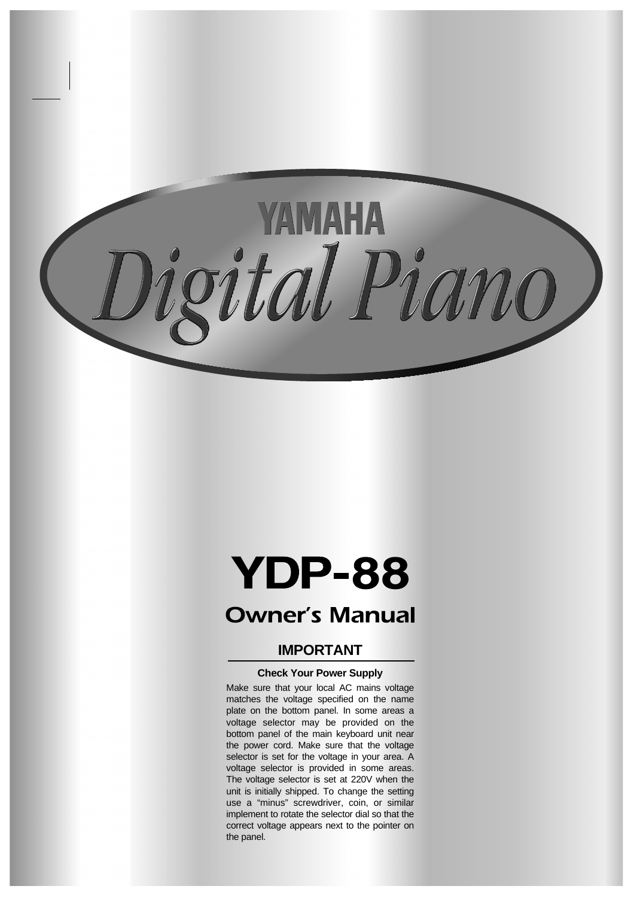YAMAHA

Digital Piano

# YDP-88

## Owner's Manual

### IMPORTANT

**Check Your Power Supply**

Make sure that your local AC mains voltage matches the voltage specified on the name plate on the bottom panel. In some areas a voltage selector may be provided on the bottom panel of the main keyboard unit near the power cord. Make sure that the voltage selector is set for the voltage in your area. A voltage selector is provided in some areas. The voltage selector is set at 220V when the unit is initially shipped. To change the setting use a "minus" screwdriver, coin, or similar implement to rotate the selector dial so that the correct voltage appears next to the pointer on the panel.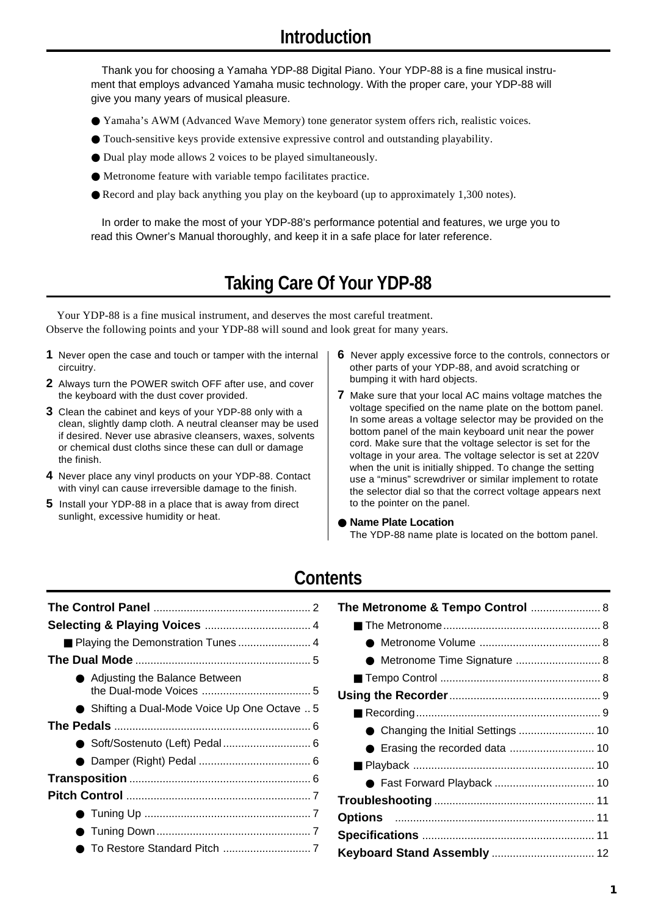# Introduction

Thank you for choosing a Yamaha YDP-88 Digital Piano. Your YDP-88 is a fine musical instrument that employs advanced Yamaha music technology. With the proper care, your YDP-88 will give you many years of musical pleasure.

- Yamaha's AWM (Advanced Wave Memory) tone generator system offers rich, realistic voices.
- Touch-sensitive keys provide extensive expressive control and outstanding playability.
- Dual play mode allows 2 voices to be played simultaneously.
- Metronome feature with variable tempo facilitates practice.
- Record and play back anything you play on the keyboard (up to approximately 1,300 notes).

In order to make the most of your YDP-88's performance potential and features, we urge you to read this Owner's Manual thoroughly, and keep it in a safe place for later reference.

# Taking Care Of Your YDP-88

Your YDP-88 is a fine musical instrument, and deserves the most careful treatment. Observe the following points and your YDP-88 will sound and look great for many years.

1. Never open the case and touch or tamper with the internal circuitry.
2. Always turn the POWER switch OFF after use, and cover the keyboard with the dust cover provided.
3. Clean the cabinet and keys of your YDP-88 only with a clean, slightly damp cloth. A neutral cleanser may be used if desired. Never use abrasive cleansers, waxes, solvents or chemical dust cloths since these can dull or damage the finish.
4. Never place any vinyl products on your YDP-88. Contact with vinyl can cause irreversible damage to the finish.
5. Install your YDP-88 in a place that is away from direct sunlight, excessive humidity or heat.
6. Never apply excessive force to the controls, connectors or other parts of your YDP-88, and avoid scratching or bumping it with hard objects.
7. Make sure that your local AC mains voltage matches the voltage specified on the name plate on the bottom panel. In some areas a voltage selector may be provided on the bottom panel of the main keyboard unit near the power cord. Make sure that the voltage selector is set for the voltage in your area. The voltage selector is set at 220V when the unit is initially shipped. To change the setting use a "minus" screwdriver or similar implement to rotate the selector dial so that the correct voltage appears next to the pointer on the panel.

- **Name Plate Location**
  The YDP-88 name plate is located on the bottom panel.

# Contents

**The Control Panel** .......... 2
**Selecting & Playing Voices** .......... 4
- Playing the Demonstration Tunes .......... 4

**The Dual Mode** .......... 5
- Adjusting the Balance Between the Dual-mode Voices .......... 5
- Shifting a Dual-Mode Voice Up One Octave .......... 5

**The Pedals** .......... 6
- Soft/Sostenuto (Left) Pedal .......... 6
- Damper (Right) Pedal .......... 6

**Transposition** .......... 6
**Pitch Control** .......... 7
- Tuning Up .......... 7
- Tuning Down .......... 7
- To Restore Standard Pitch .......... 7

**The Metronome & Tempo Control** .......... 8
- The Metronome .......... 8
  - Metronome Volume .......... 8
  - Metronome Time Signature .......... 8
- Tempo Control .......... 8

**Using the Recorder** .......... 9
- Recording .......... 9
  - Changing the Initial Settings .......... 10
  - Erasing the recorded data .......... 10
- Playback .......... 10
  - Fast Forward Playback .......... 10

**Troubleshooting** .......... 11
**Options** .......... 11
**Specifications** .......... 11
**Keyboard Stand Assembly** .......... 12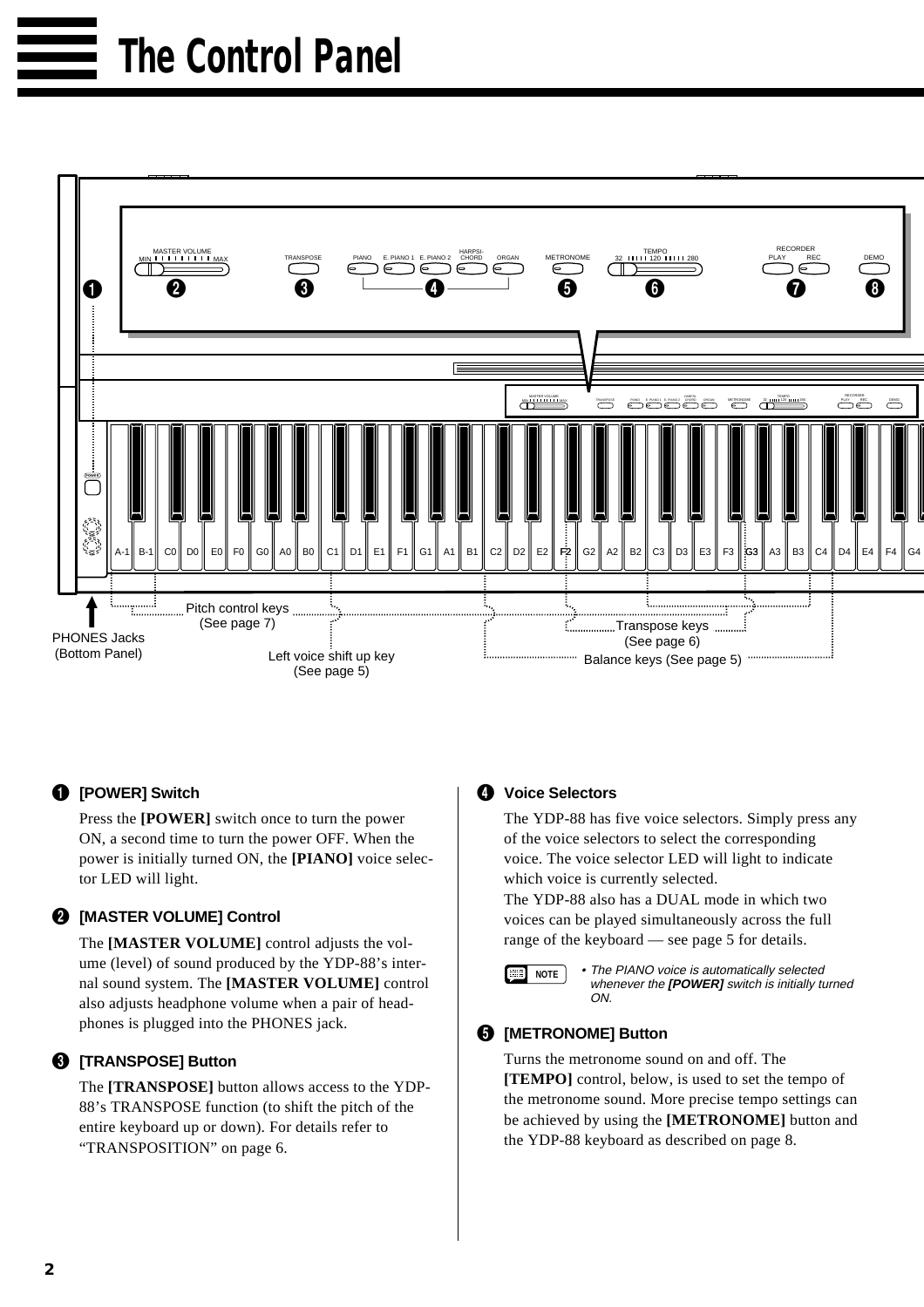# The Control Panel

MASTER VOLUME MIN MAX | TRANSPOSE | PIANO | E. PIANO 1 | E. PIANO 2 | HARPSI-CHORD | ORGAN | METRONOME | TEMPO 32 120 280 | RECORDER PLAY REC | DEMO

A-1 B-1 C0 D0 E0 F0 G0 A0 B0 C1 D1 E1 F1 G1 A1 B1 C2 D2 E2 F2 G2 A2 B2 C3 D3 E3 F3 G3 A3 B3 C4 D4 E4 F4 G4

Pitch control keys (See page 7)

PHONES Jacks (Bottom Panel)

Left voice shift up key (See page 5)

Transpose keys (See page 6)

Balance keys (See page 5)

### ❶ [POWER] Switch

Press the **[POWER]** switch once to turn the power ON, a second time to turn the power OFF. When the power is initially turned ON, the **[PIANO]** voice selector LED will light.

### ❷ [MASTER VOLUME] Control

The **[MASTER VOLUME]** control adjusts the volume (level) of sound produced by the YDP-88's internal sound system. The **[MASTER VOLUME]** control also adjusts headphone volume when a pair of headphones is plugged into the PHONES jack.

### ❸ [TRANSPOSE] Button

The **[TRANSPOSE]** button allows access to the YDP-88's TRANSPOSE function (to shift the pitch of the entire keyboard up or down). For details refer to "TRANSPOSITION" on page 6.

### ❹ Voice Selectors

The YDP-88 has five voice selectors. Simply press any of the voice selectors to select the corresponding voice. The voice selector LED will light to indicate which voice is currently selected.

The YDP-88 also has a DUAL mode in which two voices can be played simultaneously across the full range of the keyboard — see page 5 for details.

NOTE

- *The PIANO voice is automatically selected whenever the **[POWER]** switch is initially turned ON.*

### ❺ [METRONOME] Button

Turns the metronome sound on and off. The **[TEMPO]** control, below, is used to set the tempo of the metronome sound. More precise tempo settings can be achieved by using the **[METRONOME]** button and the YDP-88 keyboard as described on page 8.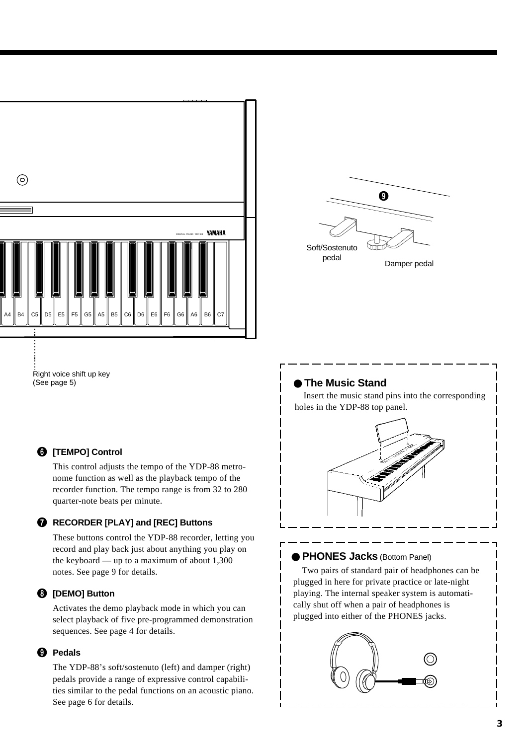Right voice shift up key
(See page 5)

Soft/Sostenuto pedal

Damper pedal

❻ **[TEMPO] Control**

This control adjusts the tempo of the YDP-88 metronome function as well as the playback tempo of the recorder function. The tempo range is from 32 to 280 quarter-note beats per minute.

❼ **RECORDER [PLAY] and [REC] Buttons**

These buttons control the YDP-88 recorder, letting you record and play back just about anything you play on the keyboard — up to a maximum of about 1,300 notes. See page 9 for details.

❽ **[DEMO] Button**

Activates the demo playback mode in which you can select playback of five pre-programmed demonstration sequences. See page 4 for details.

❾ **Pedals**

The YDP-88's soft/sostenuto (left) and damper (right) pedals provide a range of expressive control capabilities similar to the pedal functions on an acoustic piano. See page 6 for details.

● **The Music Stand**

Insert the music stand pins into the corresponding holes in the YDP-88 top panel.

● **PHONES Jacks** (Bottom Panel)

Two pairs of standard pair of headphones can be plugged in here for private practice or late-night playing. The internal speaker system is automatically shut off when a pair of headphones is plugged into either of the PHONES jacks.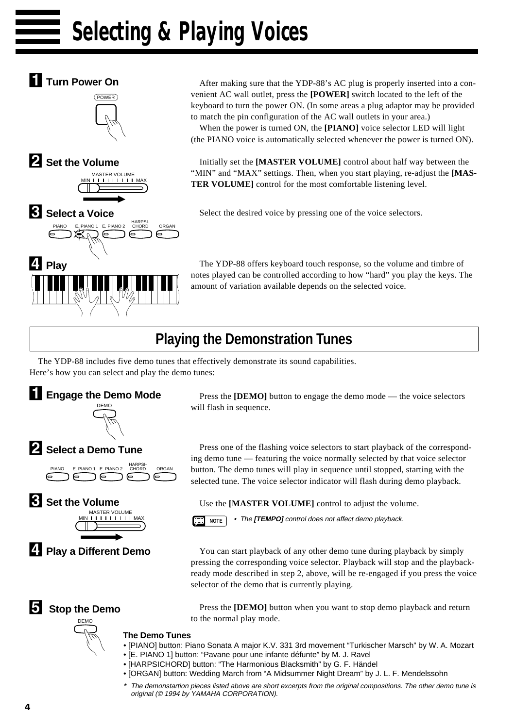# Selecting & Playing Voices

## 1 Turn Power On

After making sure that the YDP-88's AC plug is properly inserted into a convenient AC wall outlet, press the **[POWER]** switch located to the left of the keyboard to turn the power ON. (In some areas a plug adaptor may be provided to match the pin configuration of the AC wall outlets in your area.)

When the power is turned ON, the **[PIANO]** voice selector LED will light (the PIANO voice is automatically selected whenever the power is turned ON).

## 2 Set the Volume

Initially set the **[MASTER VOLUME]** control about half way between the "MIN" and "MAX" settings. Then, when you start playing, re-adjust the **[MASTER VOLUME]** control for the most comfortable listening level.

## 3 Select a Voice

Select the desired voice by pressing one of the voice selectors.

## 4 Play

The YDP-88 offers keyboard touch response, so the volume and timbre of notes played can be controlled according to how "hard" you play the keys. The amount of variation available depends on the selected voice.

# Playing the Demonstration Tunes

The YDP-88 includes five demo tunes that effectively demonstrate its sound capabilities. Here's how you can select and play the demo tunes:

## 1 Engage the Demo Mode

Press the **[DEMO]** button to engage the demo mode — the voice selectors will flash in sequence.

## 2 Select a Demo Tune

Press one of the flashing voice selectors to start playback of the corresponding demo tune — featuring the voice normally selected by that voice selector button. The demo tunes will play in sequence until stopped, starting with the selected tune. The voice selector indicator will flash during demo playback.

## 3 Set the Volume

Use the **[MASTER VOLUME]** control to adjust the volume.

NOTE • *The **[TEMPO]** control does not affect demo playback.*

## 4 Play a Different Demo

You can start playback of any other demo tune during playback by simply pressing the corresponding voice selector. Playback will stop and the playback-ready mode described in step 2, above, will be re-engaged if you press the voice selector of the demo that is currently playing.

## 5 Stop the Demo

Press the **[DEMO]** button when you want to stop demo playback and return to the normal play mode.

**The Demo Tunes**

- [PIANO] button: Piano Sonata A major K.V. 331 3rd movement "Turkischer Marsch" by W. A. Mozart
- [E. PIANO 1] button: "Pavane pour une infante défunte" by M. J. Ravel
- [HARPSICHORD] button: "The Harmonious Blacksmith" by G. F. Händel
- [ORGAN] button: Wedding March from "A Midsummer Night Dream" by J. L. F. Mendelssohn

* *The demonstartion pieces listed above are short excerpts from the original compositions. The other demo tune is original (© 1994 by YAMAHA CORPORATION).*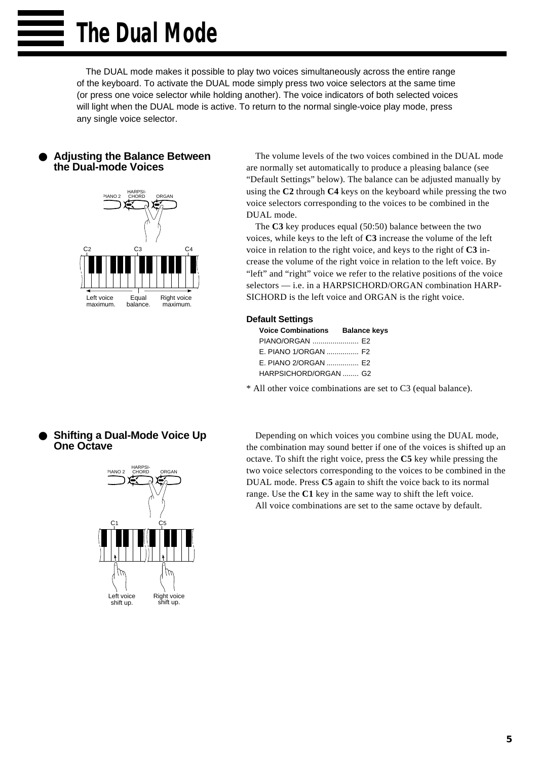# The Dual Mode

The DUAL mode makes it possible to play two voices simultaneously across the entire range of the keyboard. To activate the DUAL mode simply press two voice selectors at the same time (or press one voice selector while holding another). The voice indicators of both selected voices will light when the DUAL mode is active. To return to the normal single-voice play mode, press any single voice selector.

## ● Adjusting the Balance Between the Dual-mode Voices

The volume levels of the two voices combined in the DUAL mode are normally set automatically to produce a pleasing balance (see "Default Settings" below). The balance can be adjusted manually by using the **C2** through **C4** keys on the keyboard while pressing the two voice selectors corresponding to the voices to be combined in the DUAL mode.

The **C3** key produces equal (50:50) balance between the two voices, while keys to the left of **C3** increase the volume of the left voice in relation to the right voice, and keys to the right of **C3** increase the volume of the right voice in relation to the left voice. By "left" and "right" voice we refer to the relative positions of the voice selectors — i.e. in a HARPSICHORD/ORGAN combination HARPSICHORD is the left voice and ORGAN is the right voice.

### Default Settings

| Voice Combinations | Balance keys |
|---|---|
| PIANO/ORGAN | E2 |
| E. PIANO 1/ORGAN | F2 |
| E. PIANO 2/ORGAN | E2 |
| HARPSICHORD/ORGAN | G2 |

* All other voice combinations are set to C3 (equal balance).

## ● Shifting a Dual-Mode Voice Up One Octave

Depending on which voices you combine using the DUAL mode, the combination may sound better if one of the voices is shifted up an octave. To shift the right voice, press the **C5** key while pressing the two voice selectors corresponding to the voices to be combined in the DUAL mode. Press **C5** again to shift the voice back to its normal range. Use the **C1** key in the same way to shift the left voice.

All voice combinations are set to the same octave by default.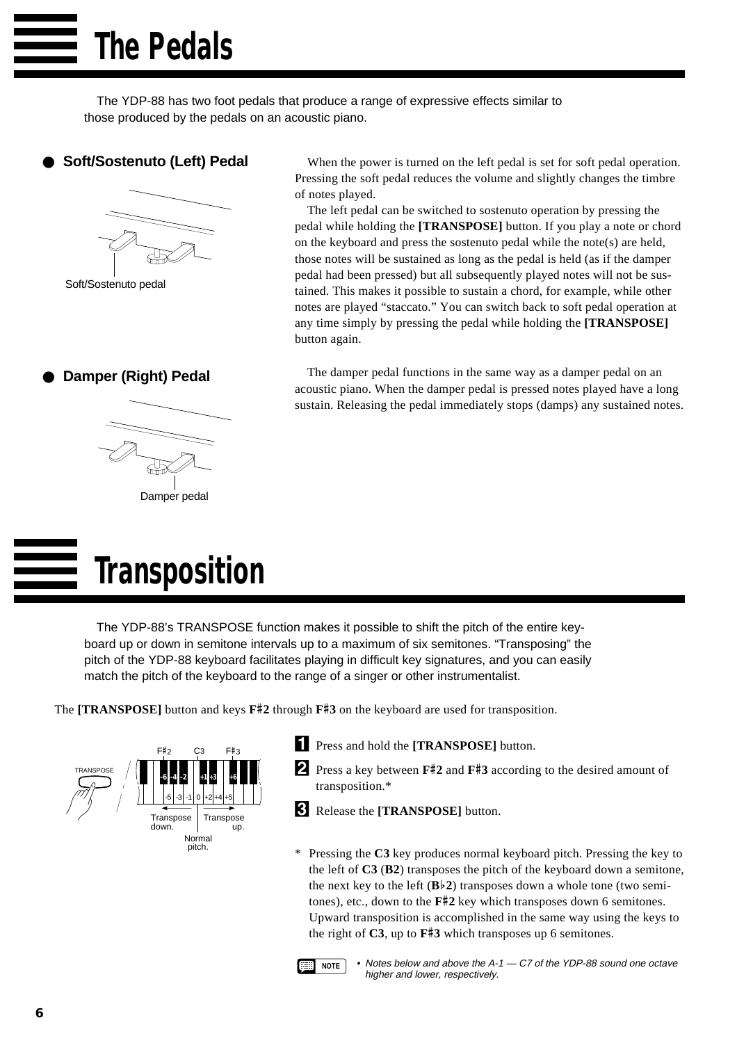# The Pedals

The YDP-88 has two foot pedals that produce a range of expressive effects similar to those produced by the pedals on an acoustic piano.

## ● Soft/Sostenuto (Left) Pedal

Soft/Sostenuto pedal

When the power is turned on the left pedal is set for soft pedal operation. Pressing the soft pedal reduces the volume and slightly changes the timbre of notes played.

The left pedal can be switched to sostenuto operation by pressing the pedal while holding the **[TRANSPOSE]** button. If you play a note or chord on the keyboard and press the sostenuto pedal while the note(s) are held, those notes will be sustained as long as the pedal is held (as if the damper pedal had been pressed) but all subsequently played notes will not be sustained. This makes it possible to sustain a chord, for example, while other notes are played “staccato.” You can switch back to soft pedal operation at any time simply by pressing the pedal while holding the **[TRANSPOSE]** button again.

## ● Damper (Right) Pedal

Damper pedal

The damper pedal functions in the same way as a damper pedal on an acoustic piano. When the damper pedal is pressed notes played have a long sustain. Releasing the pedal immediately stops (damps) any sustained notes.

# Transposition

The YDP-88’s TRANSPOSE function makes it possible to shift the pitch of the entire keyboard up or down in semitone intervals up to a maximum of six semitones. “Transposing” the pitch of the YDP-88 keyboard facilitates playing in difficult key signatures, and you can easily match the pitch of the keyboard to the range of a singer or other instrumentalist.

The **[TRANSPOSE]** button and keys **F♯2** through **F♯3** on the keyboard are used for transposition.

TRANSPOSE — F♯2, C3, F♯3 — -6 -4 -2 +1 +3 +6 — -5 -3 -1 0 +2 +4 +5 — Transpose down. — Transpose up. — Normal pitch.

1. Press and hold the **[TRANSPOSE]** button.
2. Press a key between **F♯2** and **F♯3** according to the desired amount of transposition.*
3. Release the **[TRANSPOSE]** button.

\* Pressing the **C3** key produces normal keyboard pitch. Pressing the key to the left of **C3** (**B2**) transposes the pitch of the keyboard down a semitone, the next key to the left (**B♭2**) transposes down a whole tone (two semitones), etc., down to the **F♯2** key which transposes down 6 semitones. Upward transposition is accomplished in the same way using the keys to the right of **C3**, up to **F♯3** which transposes up 6 semitones.

**NOTE**
- *Notes below and above the A-1 — C7 of the YDP-88 sound one octave higher and lower, respectively.*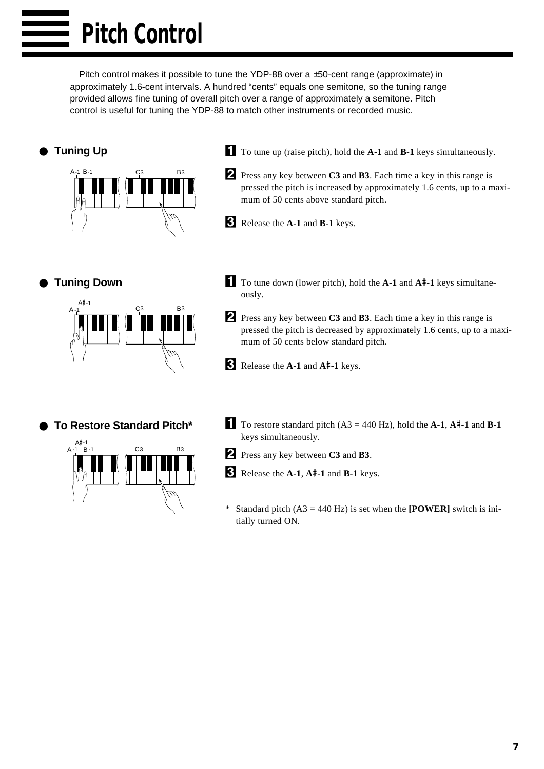# Pitch Control

Pitch control makes it possible to tune the YDP-88 over a ±50-cent range (approximate) in approximately 1.6-cent intervals. A hundred "cents" equals one semitone, so the tuning range provided allows fine tuning of overall pitch over a range of approximately a semitone. Pitch control is useful for tuning the YDP-88 to match other instruments or recorded music.

## ● Tuning Up

A-1 B-1 C3 B3

1. To tune up (raise pitch), hold the **A-1** and **B-1** keys simultaneously.
2. Press any key between **C3** and **B3**. Each time a key in this range is pressed the pitch is increased by approximately 1.6 cents, up to a maximum of 50 cents above standard pitch.
3. Release the **A-1** and **B-1** keys.

## ● Tuning Down

A♯-1 A-1 C3 B3

1. To tune down (lower pitch), hold the **A-1** and **A♯-1** keys simultaneously.
2. Press any key between **C3** and **B3**. Each time a key in this range is pressed the pitch is decreased by approximately 1.6 cents, up to a maximum of 50 cents below standard pitch.
3. Release the **A-1** and **A♯-1** keys.

## ● To Restore Standard Pitch*

A♯-1 A-1 B-1 C3 B3

1. To restore standard pitch (A3 = 440 Hz), hold the **A-1**, **A♯-1** and **B-1** keys simultaneously.
2. Press any key between **C3** and **B3**.
3. Release the **A-1**, **A♯-1** and **B-1** keys.

\* Standard pitch (A3 = 440 Hz) is set when the **[POWER]** switch is initially turned ON.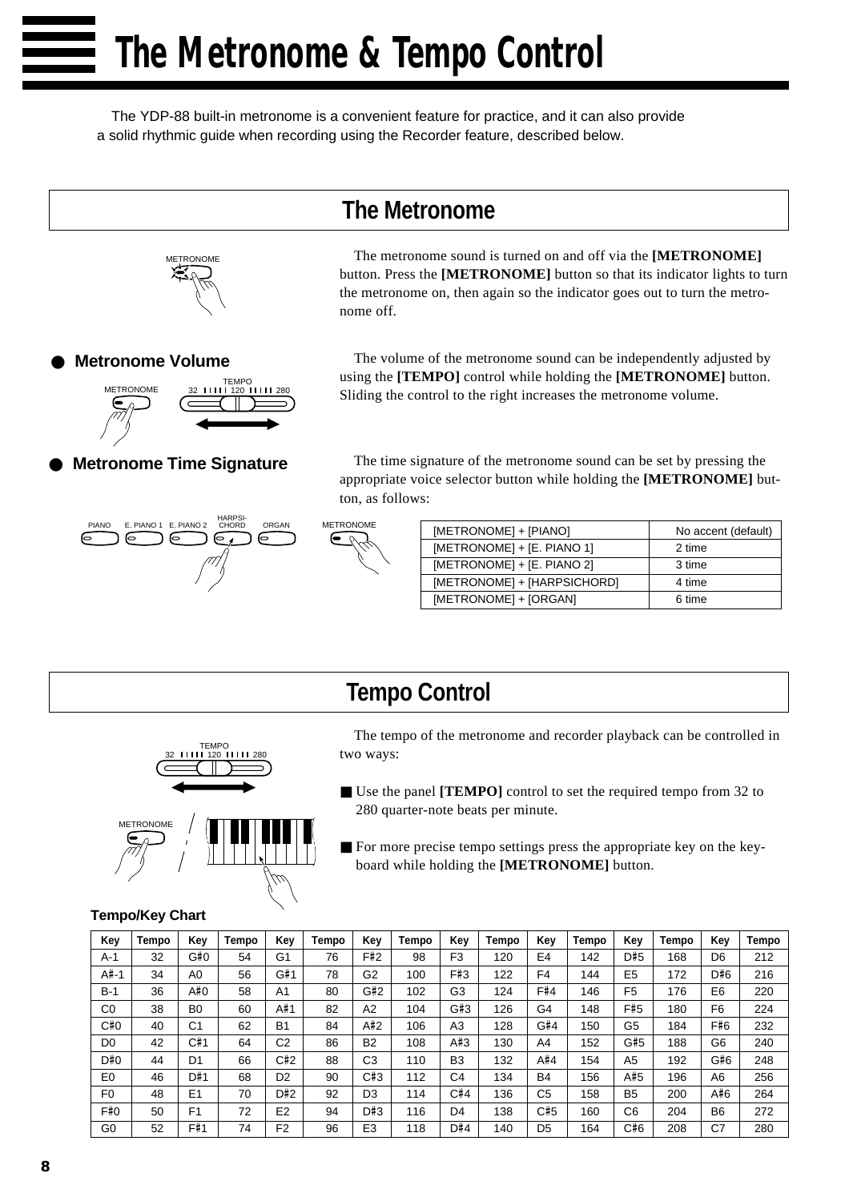# The Metronome & Tempo Control

The YDP-88 built-in metronome is a convenient feature for practice, and it can also provide a solid rhythmic guide when recording using the Recorder feature, described below.

## The Metronome

The metronome sound is turned on and off via the **[METRONOME]** button. Press the **[METRONOME]** button so that its indicator lights to turn the metronome on, then again so the indicator goes out to turn the metronome off.

### ● Metronome Volume

The volume of the metronome sound can be independently adjusted by using the **[TEMPO]** control while holding the **[METRONOME]** button. Sliding the control to the right increases the metronome volume.

### ● Metronome Time Signature

The time signature of the metronome sound can be set by pressing the appropriate voice selector button while holding the **[METRONOME]** button, as follows:

| | |
|---|---|
| [METRONOME] + [PIANO] | No accent (default) |
| [METRONOME] + [E. PIANO 1] | 2 time |
| [METRONOME] + [E. PIANO 2] | 3 time |
| [METRONOME] + [HARPSICHORD] | 4 time |
| [METRONOME] + [ORGAN] | 6 time |

## Tempo Control

The tempo of the metronome and recorder playback can be controlled in two ways:

■ Use the panel **[TEMPO]** control to set the required tempo from 32 to 280 quarter-note beats per minute.

■ For more precise tempo settings press the appropriate key on the keyboard while holding the **[METRONOME]** button.

**Tempo/Key Chart**

| Key | Tempo | Key | Tempo | Key | Tempo | Key | Tempo | Key | Tempo | Key | Tempo | Key | Tempo | Key | Tempo |
|---|---|---|---|---|---|---|---|---|---|---|---|---|---|---|---|
| A-1 | 32 | G♯0 | 54 | G1 | 76 | F♯2 | 98 | F3 | 120 | E4 | 142 | D♯5 | 168 | D6 | 212 |
| A♯-1 | 34 | A0 | 56 | G♯1 | 78 | G2 | 100 | F♯3 | 122 | F4 | 144 | E5 | 172 | D♯6 | 216 |
| B-1 | 36 | A♯0 | 58 | A1 | 80 | G♯2 | 102 | G3 | 124 | F♯4 | 146 | F5 | 176 | E6 | 220 |
| C0 | 38 | B0 | 60 | A♯1 | 82 | A2 | 104 | G♯3 | 126 | G4 | 148 | F♯5 | 180 | F6 | 224 |
| C♯0 | 40 | C1 | 62 | B1 | 84 | A♯2 | 106 | A3 | 128 | G♯4 | 150 | G5 | 184 | F♯6 | 232 |
| D0 | 42 | C♯1 | 64 | C2 | 86 | B2 | 108 | A♯3 | 130 | A4 | 152 | G♯5 | 188 | G6 | 240 |
| D♯0 | 44 | D1 | 66 | C♯2 | 88 | C3 | 110 | B3 | 132 | A♯4 | 154 | A5 | 192 | G♯6 | 248 |
| E0 | 46 | D♯1 | 68 | D2 | 90 | C♯3 | 112 | C4 | 134 | B4 | 156 | A♯5 | 196 | A6 | 256 |
| F0 | 48 | E1 | 70 | D♯2 | 92 | D3 | 114 | C♯4 | 136 | C5 | 158 | B5 | 200 | A♯6 | 264 |
| F♯0 | 50 | F1 | 72 | E2 | 94 | D♯3 | 116 | D4 | 138 | C♯5 | 160 | C6 | 204 | B6 | 272 |
| G0 | 52 | F♯1 | 74 | F2 | 96 | E3 | 118 | D♯4 | 140 | D5 | 164 | C♯6 | 208 | C7 | 280 |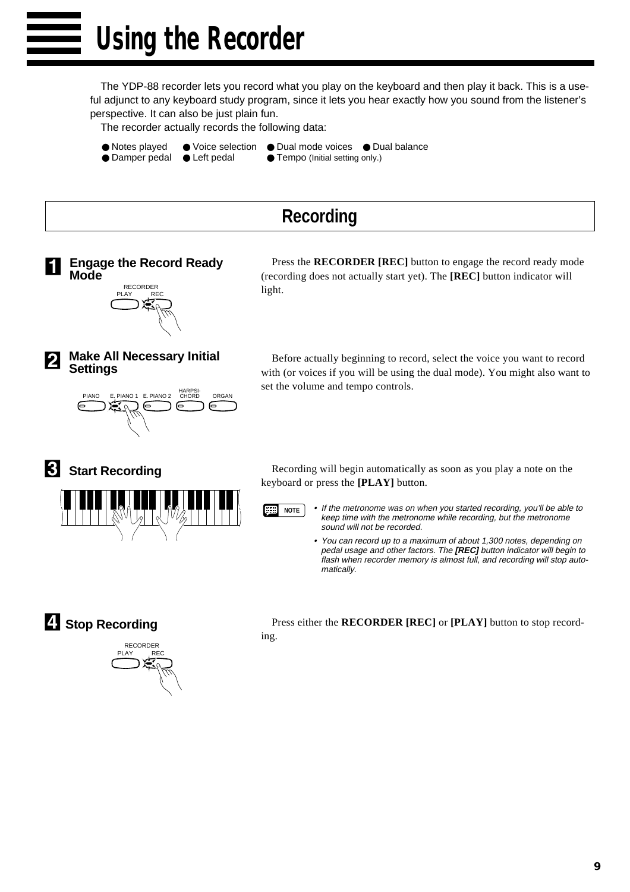# Using the Recorder

The YDP-88 recorder lets you record what you play on the keyboard and then play it back. This is a useful adjunct to any keyboard study program, since it lets you hear exactly how you sound from the listener's perspective. It can also be just plain fun.

The recorder actually records the following data:

- Notes played
- Voice selection
- Dual mode voices
- Dual balance
- Damper pedal
- Left pedal
- Tempo (Initial setting only.)

## Recording

### 1 Engage the Record Ready Mode

Press the **RECORDER [REC]** button to engage the record ready mode (recording does not actually start yet). The **[REC]** button indicator will light.

### 2 Make All Necessary Initial Settings

Before actually beginning to record, select the voice you want to record with (or voices if you will be using the dual mode). You might also want to set the volume and tempo controls.

### 3 Start Recording

Recording will begin automatically as soon as you play a note on the keyboard or press the **[PLAY]** button.

**NOTE**

- *If the metronome was on when you started recording, you'll be able to keep time with the metronome while recording, but the metronome sound will not be recorded.*
- *You can record up to a maximum of about 1,300 notes, depending on pedal usage and other factors. The **[REC]** button indicator will begin to flash when recorder memory is almost full, and recording will stop automatically.*

### 4 Stop Recording

Press either the **RECORDER [REC]** or **[PLAY]** button to stop recording.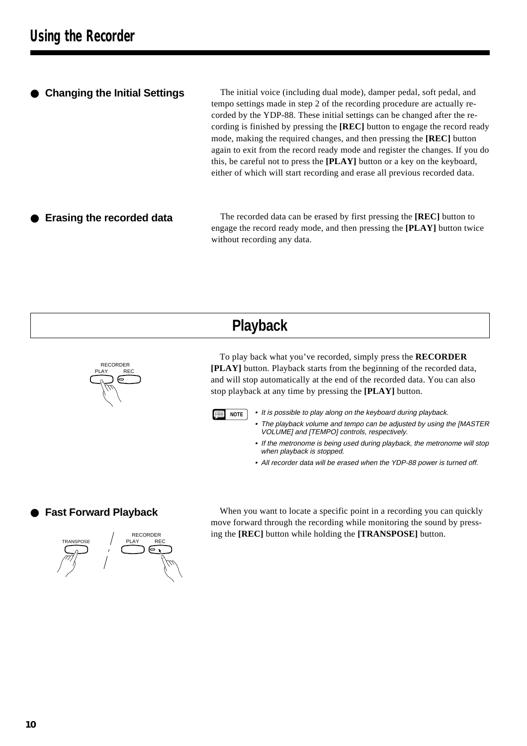## Using the Recorder

### ● Changing the Initial Settings

The initial voice (including dual mode), damper pedal, soft pedal, and tempo settings made in step 2 of the recording procedure are actually recorded by the YDP-88. These initial settings can be changed after the recording is finished by pressing the **[REC]** button to engage the record ready mode, making the required changes, and then pressing the **[REC]** button again to exit from the record ready mode and register the changes. If you do this, be careful not to press the **[PLAY]** button or a key on the keyboard, either of which will start recording and erase all previous recorded data.

### ● Erasing the recorded data

The recorded data can be erased by first pressing the **[REC]** button to engage the record ready mode, and then pressing the **[PLAY]** button twice without recording any data.

## Playback

To play back what you've recorded, simply press the **RECORDER [PLAY]** button. Playback starts from the beginning of the recorded data, and will stop automatically at the end of the recorded data. You can also stop playback at any time by pressing the **[PLAY]** button.

**NOTE**

- *It is possible to play along on the keyboard during playback.*
- *The playback volume and tempo can be adjusted by using the [MASTER VOLUME] and [TEMPO] controls, respectively.*
- *If the metronome is being used during playback, the metronome will stop when playback is stopped.*
- *All recorder data will be erased when the YDP-88 power is turned off.*

### ● Fast Forward Playback

When you want to locate a specific point in a recording you can quickly move forward through the recording while monitoring the sound by pressing the **[REC]** button while holding the **[TRANSPOSE]** button.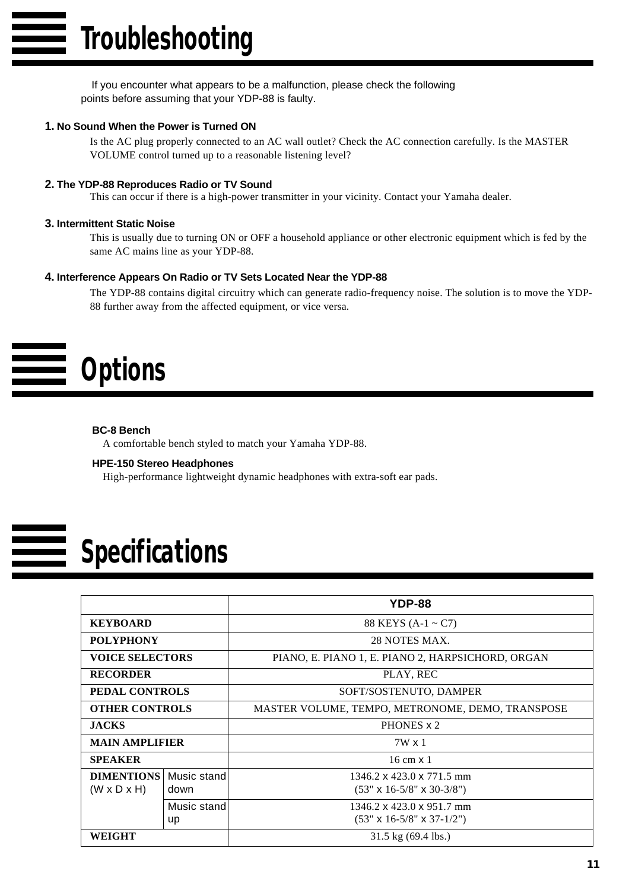# Troubleshooting

If you encounter what appears to be a malfunction, please check the following points before assuming that your YDP-88 is faulty.

**1. No Sound When the Power is Turned ON**

Is the AC plug properly connected to an AC wall outlet? Check the AC connection carefully. Is the MASTER VOLUME control turned up to a reasonable listening level?

**2. The YDP-88 Reproduces Radio or TV Sound**

This can occur if there is a high-power transmitter in your vicinity. Contact your Yamaha dealer.

**3. Intermittent Static Noise**

This is usually due to turning ON or OFF a household appliance or other electronic equipment which is fed by the same AC mains line as your YDP-88.

**4. Interference Appears On Radio or TV Sets Located Near the YDP-88**

The YDP-88 contains digital circuitry which can generate radio-frequency noise. The solution is to move the YDP-88 further away from the affected equipment, or vice versa.

# Options

**BC-8 Bench**

A comfortable bench styled to match your Yamaha YDP-88.

**HPE-150 Stereo Headphones**

High-performance lightweight dynamic headphones with extra-soft ear pads.

# Specifications

| | | YDP-88 |
|---|---|---|
| **KEYBOARD** | | 88 KEYS (A-1 ~ C7) |
| **POLYPHONY** | | 28 NOTES MAX. |
| **VOICE SELECTORS** | | PIANO, E. PIANO 1, E. PIANO 2, HARPSICHORD, ORGAN |
| **RECORDER** | | PLAY, REC |
| **PEDAL CONTROLS** | | SOFT/SOSTENUTO, DAMPER |
| **OTHER CONTROLS** | | MASTER VOLUME, TEMPO, METRONOME, DEMO, TRANSPOSE |
| **JACKS** | | PHONES x 2 |
| **MAIN AMPLIFIER** | | 7W x 1 |
| **SPEAKER** | | 16 cm x 1 |
| **DIMENTIONS** (W x D x H) | Music stand down | 1346.2 x 423.0 x 771.5 mm (53" x 16-5/8" x 30-3/8") |
| | Music stand up | 1346.2 x 423.0 x 951.7 mm (53" x 16-5/8" x 37-1/2") |
| **WEIGHT** | | 31.5 kg (69.4 lbs.) |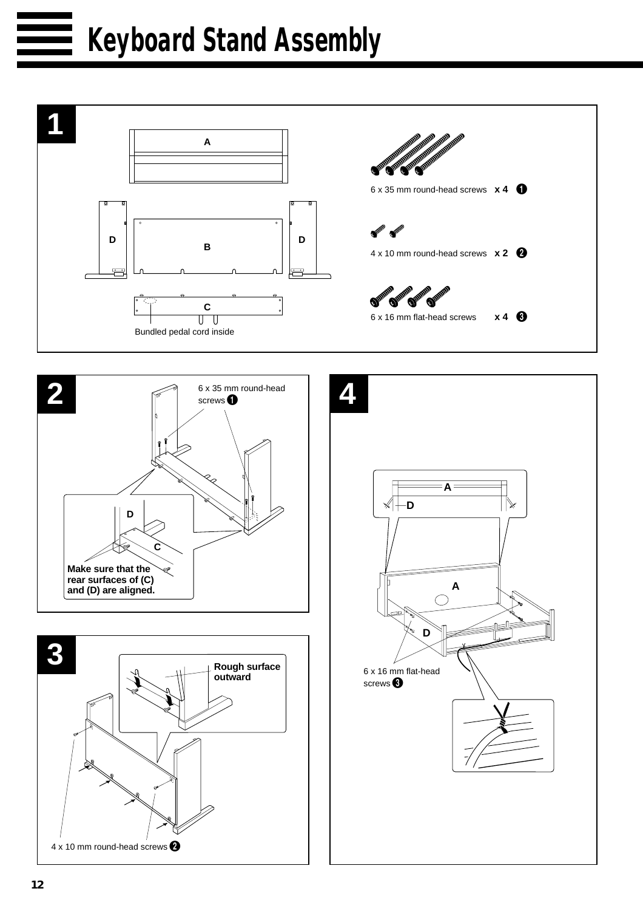# Keyboard Stand Assembly

## 1

A

D

B

D

C

Bundled pedal cord inside

6 x 35 mm round-head screws x 4 ❶

4 x 10 mm round-head screws x 2 ❷

6 x 16 mm flat-head screws x 4 ❸

## 2

6 x 35 mm round-head screws ❶

D

C

**Make sure that the rear surfaces of (C) and (D) are aligned.**

## 3

**Rough surface outward**

4 x 10 mm round-head screws ❷

## 4

A

D

A

D

6 x 16 mm flat-head screws ❸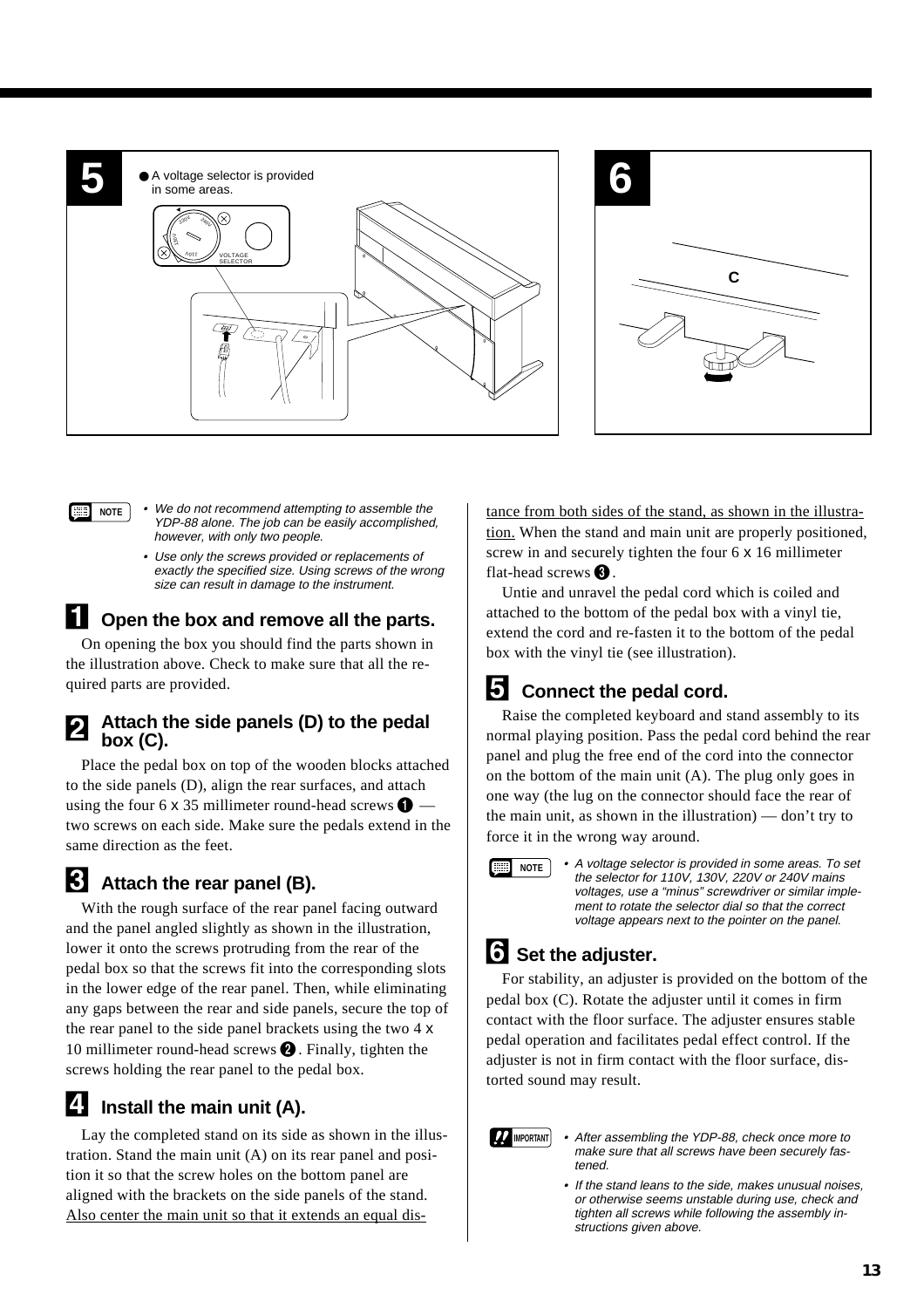**5**

- A voltage selector is provided in some areas.

VOLTAGE SELECTOR

**6**

C

> **NOTE**
> - *We do not recommend attempting to assemble the YDP-88 alone. The job can be easily accomplished, however, with only two people.*
> - *Use only the screws provided or replacements of exactly the specified size. Using screws of the wrong size can result in damage to the instrument.*

## 1 Open the box and remove all the parts.

On opening the box you should find the parts shown in the illustration above. Check to make sure that all the required parts are provided.

## 2 Attach the side panels (D) to the pedal box (C).

Place the pedal box on top of the wooden blocks attached to the side panels (D), align the rear surfaces, and attach using the four 6 x 35 millimeter round-head screws ❶ — two screws on each side. Make sure the pedals extend in the same direction as the feet.

## 3 Attach the rear panel (B).

With the rough surface of the rear panel facing outward and the panel angled slightly as shown in the illustration, lower it onto the screws protruding from the rear of the pedal box so that the screws fit into the corresponding slots in the lower edge of the rear panel. Then, while eliminating any gaps between the rear and side panels, secure the top of the rear panel to the side panel brackets using the two 4 x 10 millimeter round-head screws ❷. Finally, tighten the screws holding the rear panel to the pedal box.

## 4 Install the main unit (A).

Lay the completed stand on its side as shown in the illustration. Stand the main unit (A) on its rear panel and position it so that the screw holes on the bottom panel are aligned with the brackets on the side panels of the stand. Also center the main unit so that it extends an equal distance from both sides of the stand, as shown in the illustration. When the stand and main unit are properly positioned, screw in and securely tighten the four 6 x 16 millimeter flat-head screws ❸.

Untie and unravel the pedal cord which is coiled and attached to the bottom of the pedal box with a vinyl tie, extend the cord and re-fasten it to the bottom of the pedal box with the vinyl tie (see illustration).

## 5 Connect the pedal cord.

Raise the completed keyboard and stand assembly to its normal playing position. Pass the pedal cord behind the rear panel and plug the free end of the cord into the connector on the bottom of the main unit (A). The plug only goes in one way (the lug on the connector should face the rear of the main unit, as shown in the illustration) — don't try to force it in the wrong way around.

> **NOTE**
> - *A voltage selector is provided in some areas. To set the selector for 110V, 130V, 220V or 240V mains voltages, use a "minus" screwdriver or similar implement to rotate the selector dial so that the correct voltage appears next to the pointer on the panel.*

## 6 Set the adjuster.

For stability, an adjuster is provided on the bottom of the pedal box (C). Rotate the adjuster until it comes in firm contact with the floor surface. The adjuster ensures stable pedal operation and facilitates pedal effect control. If the adjuster is not in firm contact with the floor surface, distorted sound may result.

> **IMPORTANT**
> - *After assembling the YDP-88, check once more to make sure that all screws have been securely fastened.*
> - *If the stand leans to the side, makes unusual noises, or otherwise seems unstable during use, check and tighten all screws while following the assembly instructions given above.*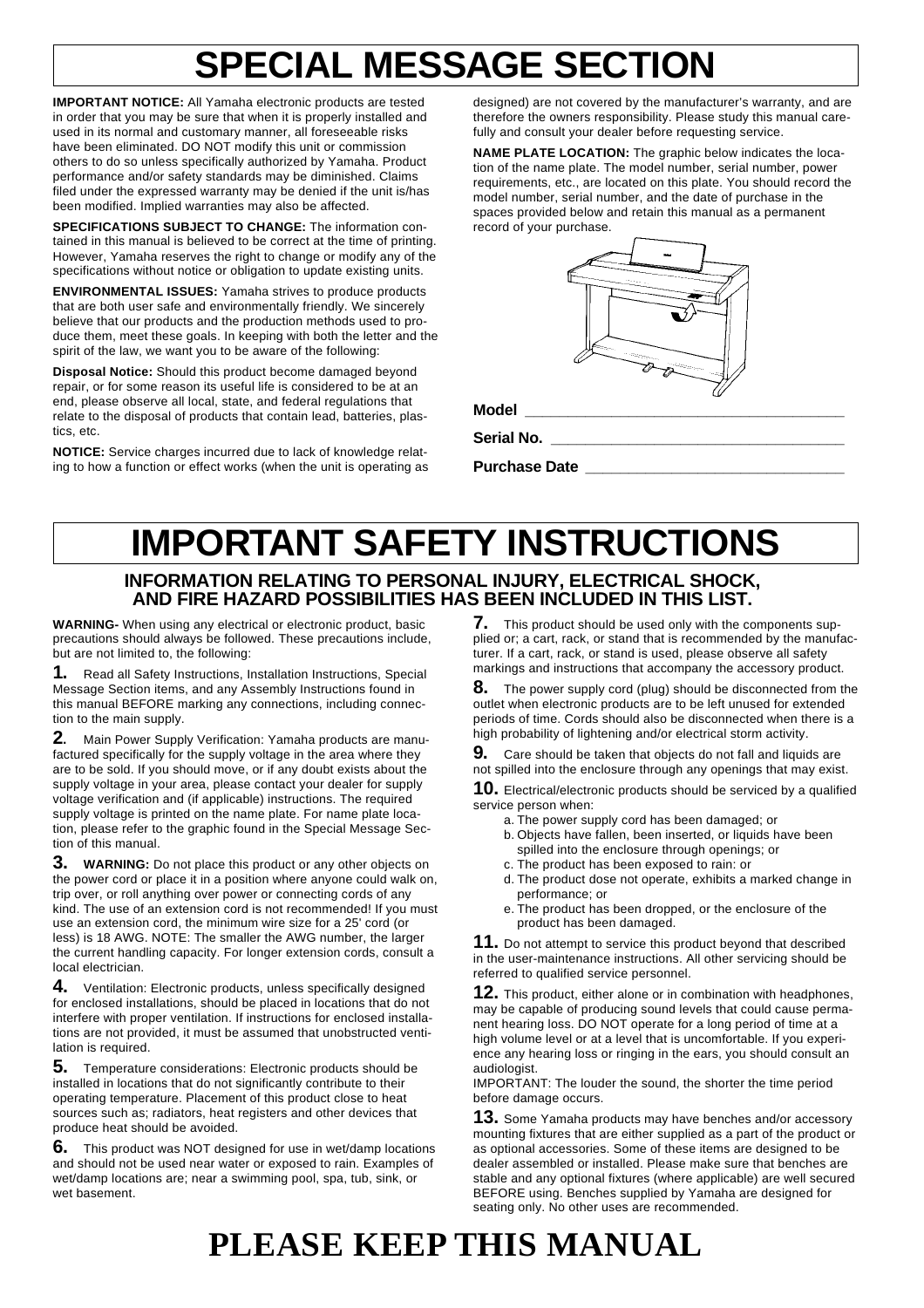# SPECIAL MESSAGE SECTION

**IMPORTANT NOTICE:** All Yamaha electronic products are tested in order that you may be sure that when it is properly installed and used in its normal and customary manner, all foreseeable risks have been eliminated. DO NOT modify this unit or commission others to do so unless specifically authorized by Yamaha. Product performance and/or safety standards may be diminished. Claims filed under the expressed warranty may be denied if the unit is/has been modified. Implied warranties may also be affected.

**SPECIFICATIONS SUBJECT TO CHANGE:** The information contained in this manual is believed to be correct at the time of printing. However, Yamaha reserves the right to change or modify any of the specifications without notice or obligation to update existing units.

**ENVIRONMENTAL ISSUES:** Yamaha strives to produce products that are both user safe and environmentally friendly. We sincerely believe that our products and the production methods used to produce them, meet these goals. In keeping with both the letter and the spirit of the law, we want you to be aware of the following:

**Disposal Notice:** Should this product become damaged beyond repair, or for some reason its useful life is considered to be at an end, please observe all local, state, and federal regulations that relate to the disposal of products that contain lead, batteries, plastics, etc.

**NOTICE:** Service charges incurred due to lack of knowledge relating to how a function or effect works (when the unit is operating as designed) are not covered by the manufacturer's warranty, and are therefore the owners responsibility. Please study this manual carefully and consult your dealer before requesting service.

**NAME PLATE LOCATION:** The graphic below indicates the location of the name plate. The model number, serial number, power requirements, etc., are located on this plate. You should record the model number, serial number, and the date of purchase in the spaces provided below and retain this manual as a permanent record of your purchase.

**Model** ______________________________

**Serial No.** ______________________________

**Purchase Date** ______________________________

# IMPORTANT SAFETY INSTRUCTIONS

## INFORMATION RELATING TO PERSONAL INJURY, ELECTRICAL SHOCK, AND FIRE HAZARD POSSIBILITIES HAS BEEN INCLUDED IN THIS LIST.

**WARNING-** When using any electrical or electronic product, basic precautions should always be followed. These precautions include, but are not limited to, the following:

**1.** Read all Safety Instructions, Installation Instructions, Special Message Section items, and any Assembly Instructions found in this manual BEFORE marking any connections, including connection to the main supply.

**2.** Main Power Supply Verification: Yamaha products are manufactured specifically for the supply voltage in the area where they are to be sold. If you should move, or if any doubt exists about the supply voltage in your area, please contact your dealer for supply voltage verification and (if applicable) instructions. The required supply voltage is printed on the name plate. For name plate location, please refer to the graphic found in the Special Message Section of this manual.

**3. WARNING:** Do not place this product or any other objects on the power cord or place it in a position where anyone could walk on, trip over, or roll anything over power or connecting cords of any kind. The use of an extension cord is not recommended! If you must use an extension cord, the minimum wire size for a 25' cord (or less) is 18 AWG. NOTE: The smaller the AWG number, the larger the current handling capacity. For longer extension cords, consult a local electrician.

**4.** Ventilation: Electronic products, unless specifically designed for enclosed installations, should be placed in locations that do not interfere with proper ventilation. If instructions for enclosed installations are not provided, it must be assumed that unobstructed ventilation is required.

**5.** Temperature considerations: Electronic products should be installed in locations that do not significantly contribute to their operating temperature. Placement of this product close to heat sources such as; radiators, heat registers and other devices that produce heat should be avoided.

**6.** This product was NOT designed for use in wet/damp locations and should not be used near water or exposed to rain. Examples of wet/damp locations are; near a swimming pool, spa, tub, sink, or wet basement.

**7.** This product should be used only with the components supplied or; a cart, rack, or stand that is recommended by the manufacturer. If a cart, rack, or stand is used, please observe all safety markings and instructions that accompany the accessory product.

**8.** The power supply cord (plug) should be disconnected from the outlet when electronic products are to be left unused for extended periods of time. Cords should also be disconnected when there is a high probability of lightening and/or electrical storm activity.

**9.** Care should be taken that objects do not fall and liquids are not spilled into the enclosure through any openings that may exist.

**10.** Electrical/electronic products should be serviced by a qualified service person when:

a. The power supply cord has been damaged; or
b. Objects have fallen, been inserted, or liquids have been spilled into the enclosure through openings; or
c. The product has been exposed to rain: or
d. The product dose not operate, exhibits a marked change in performance; or
e. The product has been dropped, or the enclosure of the product has been damaged.

**11.** Do not attempt to service this product beyond that described in the user-maintenance instructions. All other servicing should be referred to qualified service personnel.

**12.** This product, either alone or in combination with headphones, may be capable of producing sound levels that could cause permanent hearing loss. DO NOT operate for a long period of time at a high volume level or at a level that is uncomfortable. If you experience any hearing loss or ringing in the ears, you should consult an audiologist.
IMPORTANT: The louder the sound, the shorter the time period before damage occurs.

**13.** Some Yamaha products may have benches and/or accessory mounting fixtures that are either supplied as a part of the product or as optional accessories. Some of these items are designed to be dealer assembled or installed. Please make sure that benches are stable and any optional fixtures (where applicable) are well secured BEFORE using. Benches supplied by Yamaha are designed for seating only. No other uses are recommended.

# PLEASE KEEP THIS MANUAL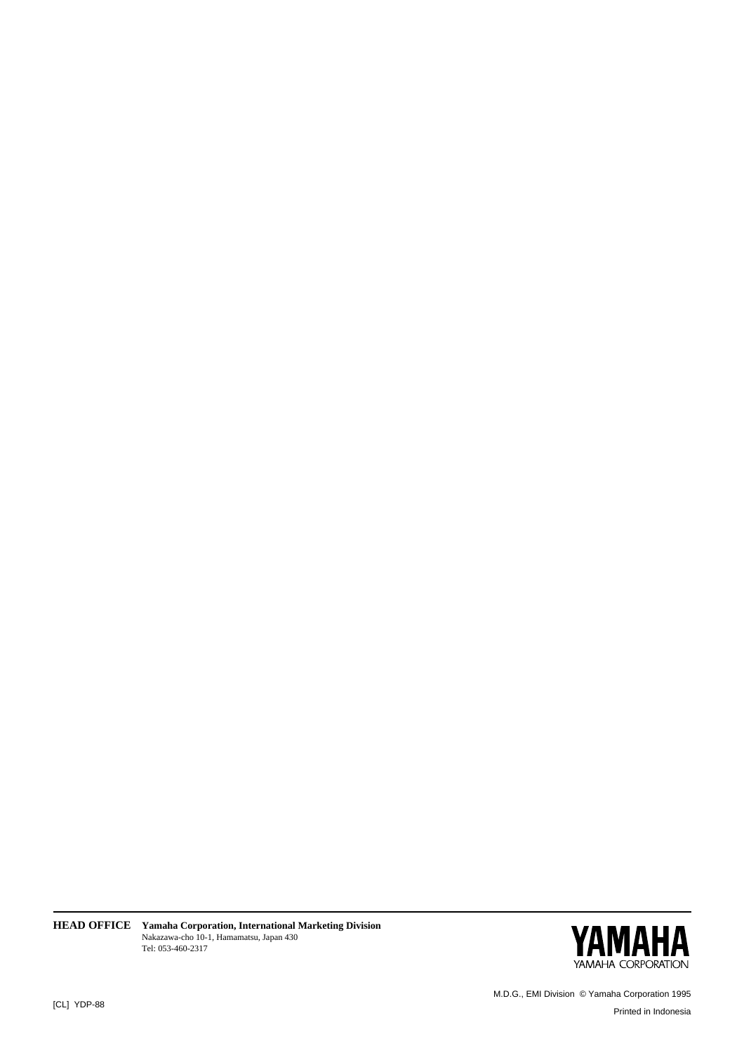**HEAD OFFICE** **Yamaha Corporation, International Marketing Division**
Nakazawa-cho 10-1, Hamamatsu, Japan 430
Tel: 053-460-2317

**YAMAHA**
YAMAHA CORPORATION

M.D.G., EMI Division © Yamaha Corporation 1995

[CL] YDP-88

Printed in Indonesia